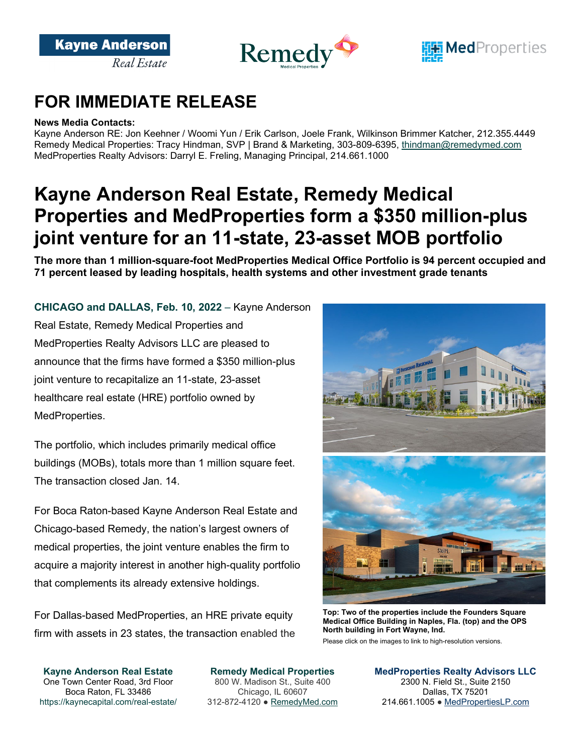# FOR IMMEDIATE RELEASE

**News Media Contacts:**
Kayne Anderson RE: Jon Keehner / Woomi Yun / Erik Carlson, Joele Frank, Wilkinson Brimmer Katcher, 212.355.4449
Remedy Medical Properties: Tracy Hindman, SVP | Brand & Marketing, 303-809-6395, thindman@remedymed.com
MedProperties Realty Advisors: Darryl E. Freling, Managing Principal, 214.661.1000

# Kayne Anderson Real Estate, Remedy Medical Properties and MedProperties form a $350 million-plus joint venture for an 11-state, 23-asset MOB portfolio

**The more than 1 million-square-foot MedProperties Medical Office Portfolio is 94 percent occupied and 71 percent leased by leading hospitals, health systems and other investment grade tenants**

**CHICAGO and DALLAS, Feb. 10, 2022** – Kayne Anderson Real Estate, Remedy Medical Properties and MedProperties Realty Advisors LLC are pleased to announce that the firms have formed a $350 million-plus joint venture to recapitalize an 11-state, 23-asset healthcare real estate (HRE) portfolio owned by MedProperties.

The portfolio, which includes primarily medical office buildings (MOBs), totals more than 1 million square feet. The transaction closed Jan. 14.

For Boca Raton-based Kayne Anderson Real Estate and Chicago-based Remedy, the nation's largest owners of medical properties, the joint venture enables the firm to acquire a majority interest in another high-quality portfolio that complements its already extensive holdings.

For Dallas-based MedProperties, an HRE private equity firm with assets in 23 states, the transaction enabled the

**Top: Two of the properties include the Founders Square Medical Office Building in Naples, Fla. (top) and the OPS North building in Fort Wayne, Ind.**
Please click on the images to link to high-resolution versions.

**Kayne Anderson Real Estate**
One Town Center Road, 3rd Floor
Boca Raton, FL 33486
https://kaynecapital.com/real-estate/

**Remedy Medical Properties**
800 W. Madison St., Suite 400
Chicago, IL 60607
312-872-4120 ● RemedyMed.com

**MedProperties Realty Advisors LLC**
2300 N. Field St., Suite 2150
Dallas, TX 75201
214.661.1005 ● MedPropertiesLP.com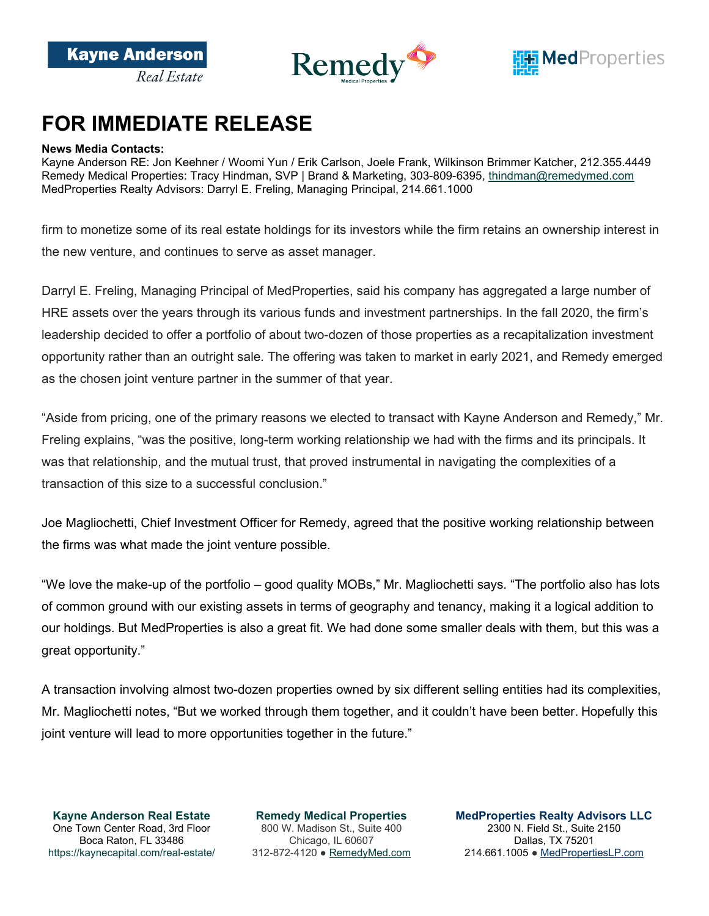# FOR IMMEDIATE RELEASE

**News Media Contacts:**
Kayne Anderson RE: Jon Keehner / Woomi Yun / Erik Carlson, Joele Frank, Wilkinson Brimmer Katcher, 212.355.4449
Remedy Medical Properties: Tracy Hindman, SVP | Brand & Marketing, 303-809-6395, thindman@remedymed.com
MedProperties Realty Advisors: Darryl E. Freling, Managing Principal, 214.661.1000

firm to monetize some of its real estate holdings for its investors while the firm retains an ownership interest in the new venture, and continues to serve as asset manager.

Darryl E. Freling, Managing Principal of MedProperties, said his company has aggregated a large number of HRE assets over the years through its various funds and investment partnerships. In the fall 2020, the firm's leadership decided to offer a portfolio of about two-dozen of those properties as a recapitalization investment opportunity rather than an outright sale. The offering was taken to market in early 2021, and Remedy emerged as the chosen joint venture partner in the summer of that year.

"Aside from pricing, one of the primary reasons we elected to transact with Kayne Anderson and Remedy," Mr. Freling explains, "was the positive, long-term working relationship we had with the firms and its principals. It was that relationship, and the mutual trust, that proved instrumental in navigating the complexities of a transaction of this size to a successful conclusion."

Joe Magliochetti, Chief Investment Officer for Remedy, agreed that the positive working relationship between the firms was what made the joint venture possible.

"We love the make-up of the portfolio – good quality MOBs," Mr. Magliochetti says. "The portfolio also has lots of common ground with our existing assets in terms of geography and tenancy, making it a logical addition to our holdings. But MedProperties is also a great fit. We had done some smaller deals with them, but this was a great opportunity."

A transaction involving almost two-dozen properties owned by six different selling entities had its complexities, Mr. Magliochetti notes, "But we worked through them together, and it couldn't have been better. Hopefully this joint venture will lead to more opportunities together in the future."

**Kayne Anderson Real Estate**
One Town Center Road, 3rd Floor
Boca Raton, FL 33486
https://kaynecapital.com/real-estate/

**Remedy Medical Properties**
800 W. Madison St., Suite 400
Chicago, IL 60607
312-872-4120 ● RemedyMed.com

**MedProperties Realty Advisors LLC**
2300 N. Field St., Suite 2150
Dallas, TX 75201
214.661.1005 ● MedPropertiesLP.com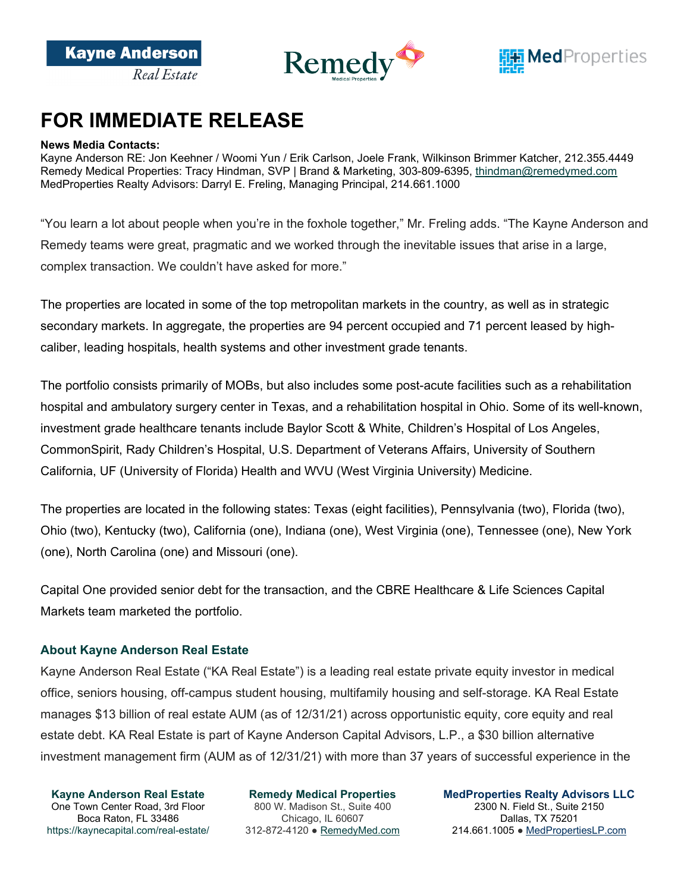# FOR IMMEDIATE RELEASE

**News Media Contacts:**
Kayne Anderson RE: Jon Keehner / Woomi Yun / Erik Carlson, Joele Frank, Wilkinson Brimmer Katcher, 212.355.4449
Remedy Medical Properties: Tracy Hindman, SVP | Brand & Marketing, 303-809-6395, thindman@remedymed.com
MedProperties Realty Advisors: Darryl E. Freling, Managing Principal, 214.661.1000

"You learn a lot about people when you're in the foxhole together," Mr. Freling adds. "The Kayne Anderson and Remedy teams were great, pragmatic and we worked through the inevitable issues that arise in a large, complex transaction. We couldn't have asked for more."

The properties are located in some of the top metropolitan markets in the country, as well as in strategic secondary markets. In aggregate, the properties are 94 percent occupied and 71 percent leased by high-caliber, leading hospitals, health systems and other investment grade tenants.

The portfolio consists primarily of MOBs, but also includes some post-acute facilities such as a rehabilitation hospital and ambulatory surgery center in Texas, and a rehabilitation hospital in Ohio. Some of its well-known, investment grade healthcare tenants include Baylor Scott & White, Children's Hospital of Los Angeles, CommonSpirit, Rady Children's Hospital, U.S. Department of Veterans Affairs, University of Southern California, UF (University of Florida) Health and WVU (West Virginia University) Medicine.

The properties are located in the following states: Texas (eight facilities), Pennsylvania (two), Florida (two), Ohio (two), Kentucky (two), California (one), Indiana (one), West Virginia (one), Tennessee (one), New York (one), North Carolina (one) and Missouri (one).

Capital One provided senior debt for the transaction, and the CBRE Healthcare & Life Sciences Capital Markets team marketed the portfolio.

### About Kayne Anderson Real Estate

Kayne Anderson Real Estate ("KA Real Estate") is a leading real estate private equity investor in medical office, seniors housing, off-campus student housing, multifamily housing and self-storage. KA Real Estate manages $13 billion of real estate AUM (as of 12/31/21) across opportunistic equity, core equity and real estate debt. KA Real Estate is part of Kayne Anderson Capital Advisors, L.P., a $30 billion alternative investment management firm (AUM as of 12/31/21) with more than 37 years of successful experience in the

**Kayne Anderson Real Estate**
One Town Center Road, 3rd Floor
Boca Raton, FL 33486
https://kaynecapital.com/real-estate/

**Remedy Medical Properties**
800 W. Madison St., Suite 400
Chicago, IL 60607
312-872-4120 ● RemedyMed.com

**MedProperties Realty Advisors LLC**
2300 N. Field St., Suite 2150
Dallas, TX 75201
214.661.1005 ● MedPropertiesLP.com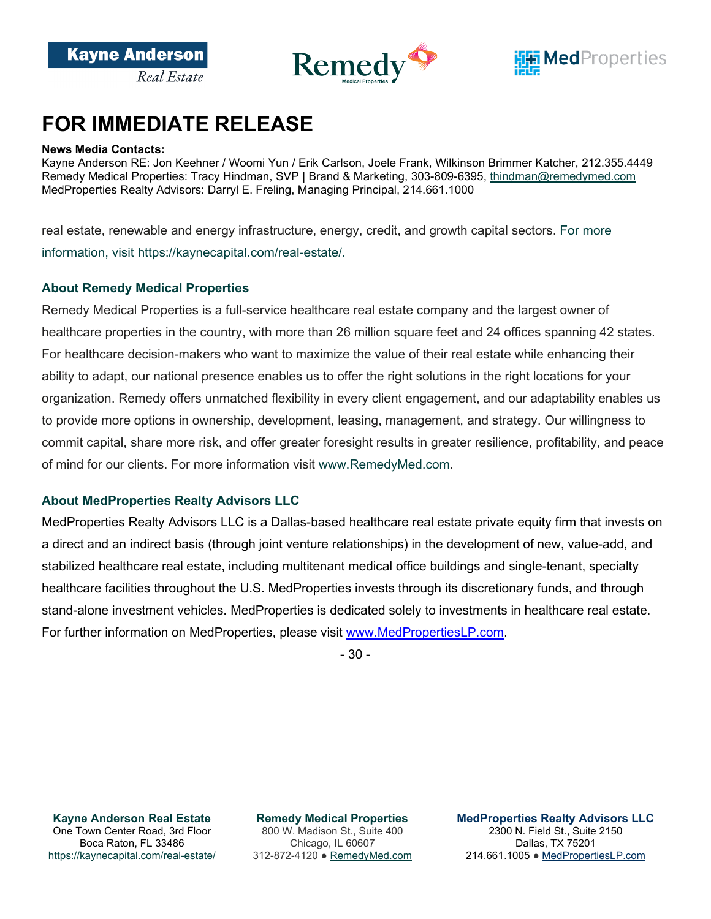# FOR IMMEDIATE RELEASE

**News Media Contacts:**
Kayne Anderson RE: Jon Keehner / Woomi Yun / Erik Carlson, Joele Frank, Wilkinson Brimmer Katcher, 212.355.4449
Remedy Medical Properties: Tracy Hindman, SVP | Brand & Marketing, 303-809-6395, thindman@remedymed.com
MedProperties Realty Advisors: Darryl E. Freling, Managing Principal, 214.661.1000

real estate, renewable and energy infrastructure, energy, credit, and growth capital sectors. For more information, visit https://kaynecapital.com/real-estate/.

### About Remedy Medical Properties

Remedy Medical Properties is a full-service healthcare real estate company and the largest owner of healthcare properties in the country, with more than 26 million square feet and 24 offices spanning 42 states. For healthcare decision-makers who want to maximize the value of their real estate while enhancing their ability to adapt, our national presence enables us to offer the right solutions in the right locations for your organization. Remedy offers unmatched flexibility in every client engagement, and our adaptability enables us to provide more options in ownership, development, leasing, management, and strategy. Our willingness to commit capital, share more risk, and offer greater foresight results in greater resilience, profitability, and peace of mind for our clients. For more information visit www.RemedyMed.com.

### About MedProperties Realty Advisors LLC

MedProperties Realty Advisors LLC is a Dallas-based healthcare real estate private equity firm that invests on a direct and an indirect basis (through joint venture relationships) in the development of new, value-add, and stabilized healthcare real estate, including multitenant medical office buildings and single-tenant, specialty healthcare facilities throughout the U.S. MedProperties invests through its discretionary funds, and through stand-alone investment vehicles. MedProperties is dedicated solely to investments in healthcare real estate. For further information on MedProperties, please visit www.MedPropertiesLP.com.

- 30 -

**Kayne Anderson Real Estate**
One Town Center Road, 3rd Floor
Boca Raton, FL 33486
https://kaynecapital.com/real-estate/

**Remedy Medical Properties**
800 W. Madison St., Suite 400
Chicago, IL 60607
312-872-4120 ● RemedyMed.com

**MedProperties Realty Advisors LLC**
2300 N. Field St., Suite 2150
Dallas, TX 75201
214.661.1005 ● MedPropertiesLP.com